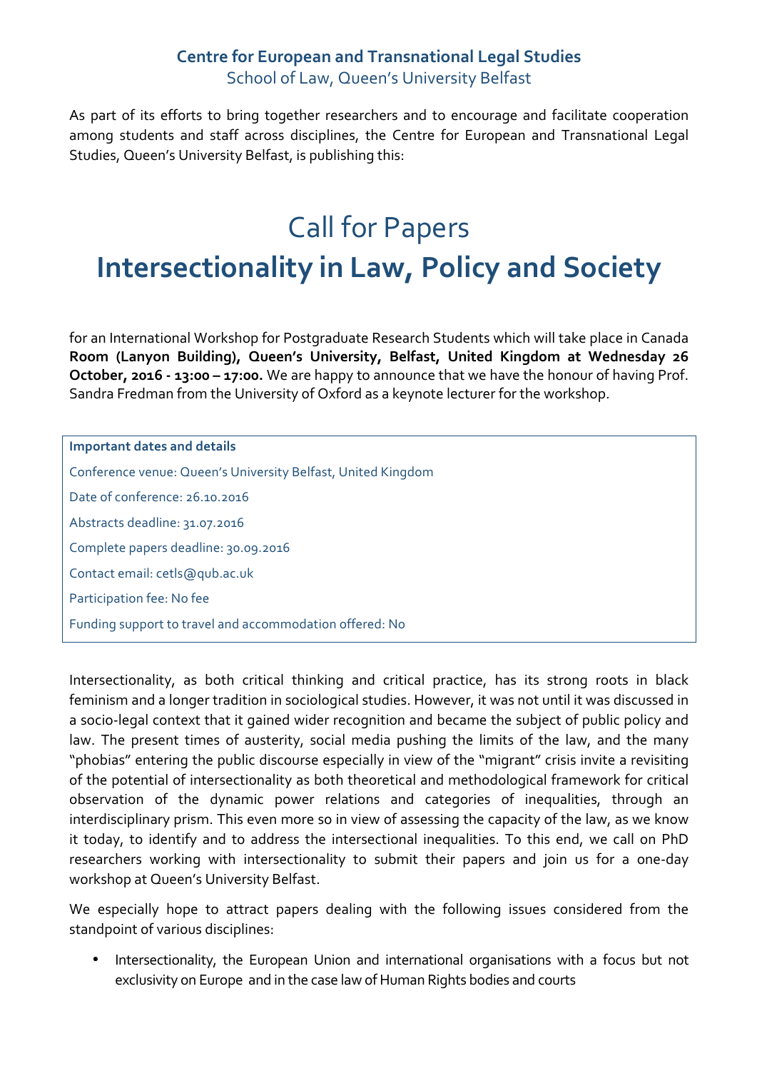**Centre for European and Transnational Legal Studies**
School of Law, Queen's University Belfast

As part of its efforts to bring together researchers and to encourage and facilitate cooperation among students and staff across disciplines, the Centre for European and Transnational Legal Studies, Queen's University Belfast, is publishing this:

# Call for Papers
# **Intersectionality in Law, Policy and Society**

for an International Workshop for Postgraduate Research Students which will take place in Canada **Room (Lanyon Building), Queen's University, Belfast, United Kingdom at Wednesday 26 October, 2016 - 13:00 – 17:00.** We are happy to announce that we have the honour of having Prof. Sandra Fredman from the University of Oxford as a keynote lecturer for the workshop.

**Important dates and details**

Conference venue: Queen's University Belfast, United Kingdom

Date of conference: 26.10.2016

Abstracts deadline: 31.07.2016

Complete papers deadline: 30.09.2016

Contact email: cetls@qub.ac.uk

Participation fee: No fee

Funding support to travel and accommodation offered: No

Intersectionality, as both critical thinking and critical practice, has its strong roots in black feminism and a longer tradition in sociological studies. However, it was not until it was discussed in a socio-legal context that it gained wider recognition and became the subject of public policy and law. The present times of austerity, social media pushing the limits of the law, and the many "phobias" entering the public discourse especially in view of the "migrant" crisis invite a revisiting of the potential of intersectionality as both theoretical and methodological framework for critical observation of the dynamic power relations and categories of inequalities, through an interdisciplinary prism. This even more so in view of assessing the capacity of the law, as we know it today, to identify and to address the intersectional inequalities. To this end, we call on PhD researchers working with intersectionality to submit their papers and join us for a one-day workshop at Queen's University Belfast.

We especially hope to attract papers dealing with the following issues considered from the standpoint of various disciplines:

- Intersectionality, the European Union and international organisations with a focus but not exclusivity on Europe and in the case law of Human Rights bodies and courts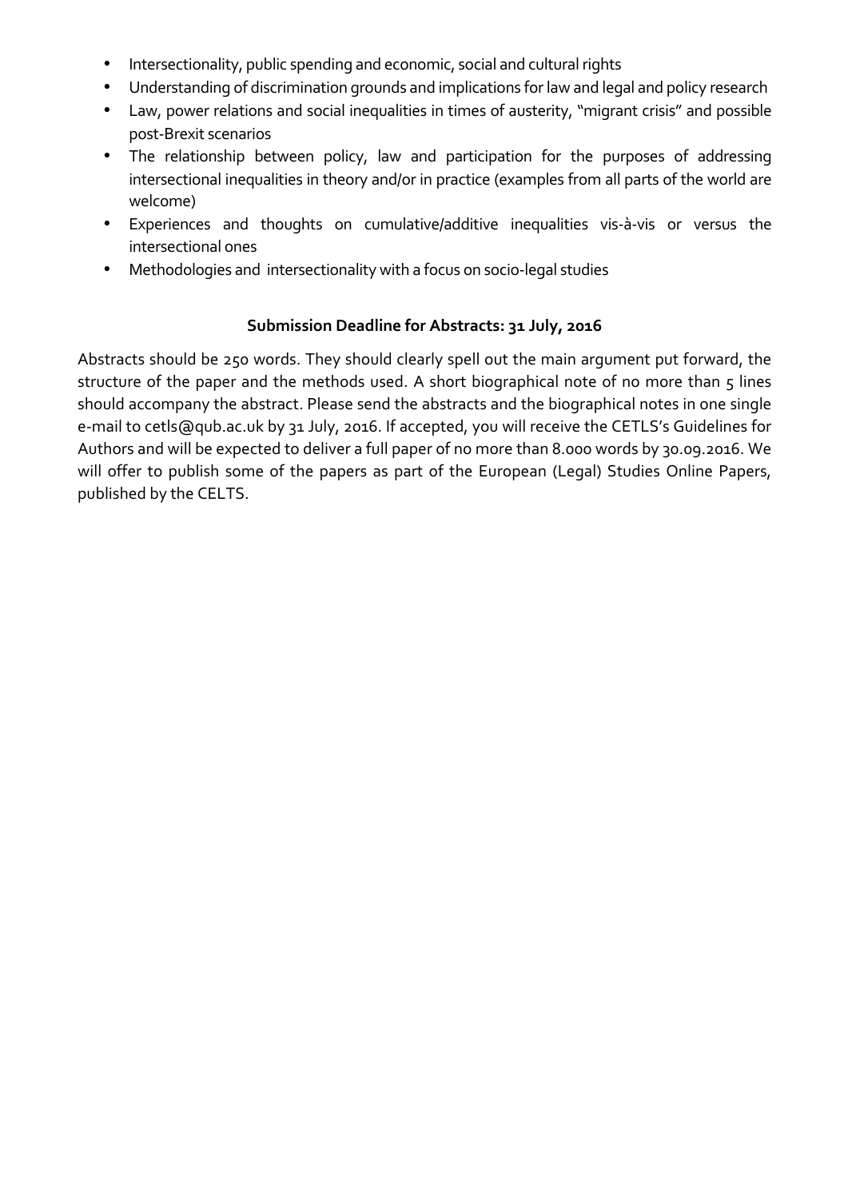- Intersectionality, public spending and economic, social and cultural rights
- Understanding of discrimination grounds and implications for law and legal and policy research
- Law, power relations and social inequalities in times of austerity, "migrant crisis" and possible post-Brexit scenarios
- The relationship between policy, law and participation for the purposes of addressing intersectional inequalities in theory and/or in practice (examples from all parts of the world are welcome)
- Experiences and thoughts on cumulative/additive inequalities vis-à-vis or versus the intersectional ones
- Methodologies and intersectionality with a focus on socio-legal studies

**Submission Deadline for Abstracts: 31 July, 2016**

Abstracts should be 250 words. They should clearly spell out the main argument put forward, the structure of the paper and the methods used. A short biographical note of no more than 5 lines should accompany the abstract. Please send the abstracts and the biographical notes in one single e-mail to cetls@qub.ac.uk by 31 July, 2016. If accepted, you will receive the CETLS's Guidelines for Authors and will be expected to deliver a full paper of no more than 8.000 words by 30.09.2016. We will offer to publish some of the papers as part of the European (Legal) Studies Online Papers, published by the CELTS.